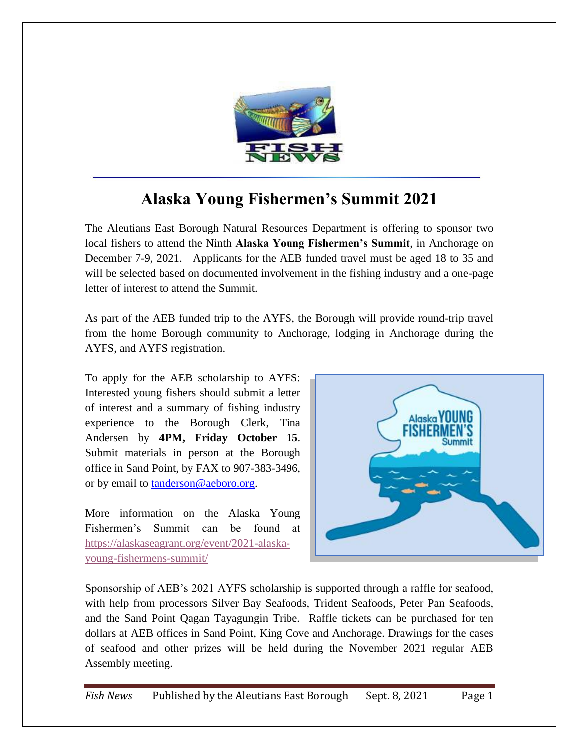# Alaska Young Fishermen's Summit 2021

The Aleutians East Borough Natural Resources Department is offering to sponsor two local fishers to attend the Ninth **Alaska Young Fishermen's Summit**, in Anchorage on December 7-9, 2021. Applicants for the AEB funded travel must be aged 18 to 35 and will be selected based on documented involvement in the fishing industry and a one-page letter of interest to attend the Summit.

As part of the AEB funded trip to the AYFS, the Borough will provide round-trip travel from the home Borough community to Anchorage, lodging in Anchorage during the AYFS, and AYFS registration.

To apply for the AEB scholarship to AYFS: Interested young fishers should submit a letter of interest and a summary of fishing industry experience to the Borough Clerk, Tina Andersen by **4PM, Friday October 15**. Submit materials in person at the Borough office in Sand Point, by FAX to 907-383-3496, or by email to tanderson@aeboro.org.

More information on the Alaska Young Fishermen's Summit can be found at https://alaskaseagrant.org/event/2021-alaska-young-fishermens-summit/

Sponsorship of AEB's 2021 AYFS scholarship is supported through a raffle for seafood, with help from processors Silver Bay Seafoods, Trident Seafoods, Peter Pan Seafoods, and the Sand Point Qagan Tayagungin Tribe. Raffle tickets can be purchased for ten dollars at AEB offices in Sand Point, King Cove and Anchorage. Drawings for the cases of seafood and other prizes will be held during the November 2021 regular AEB Assembly meeting.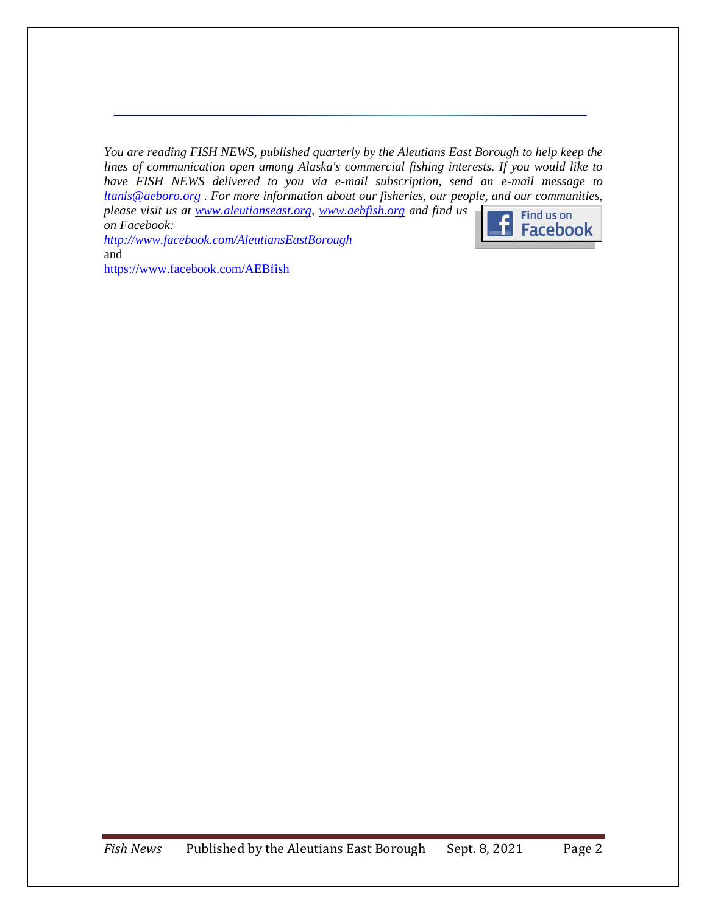*You are reading FISH NEWS, published quarterly by the Aleutians East Borough to help keep the lines of communication open among Alaska's commercial fishing interests. If you would like to have FISH NEWS delivered to you via e-mail subscription, send an e-mail message to [ltanis@aeboro.org](mailto:ltanis@aeboro.org) . For more information about our fisheries, our people, and our communities, please visit us at [www.aleutianseast.org](http://www.aleutianseast.org), [www.aebfish.org](http://www.aebfish.org) and find us on Facebook:*

*<http://www.facebook.com/AleutiansEastBorough>*

and

<https://www.facebook.com/AEBfish>

Find us on Facebook